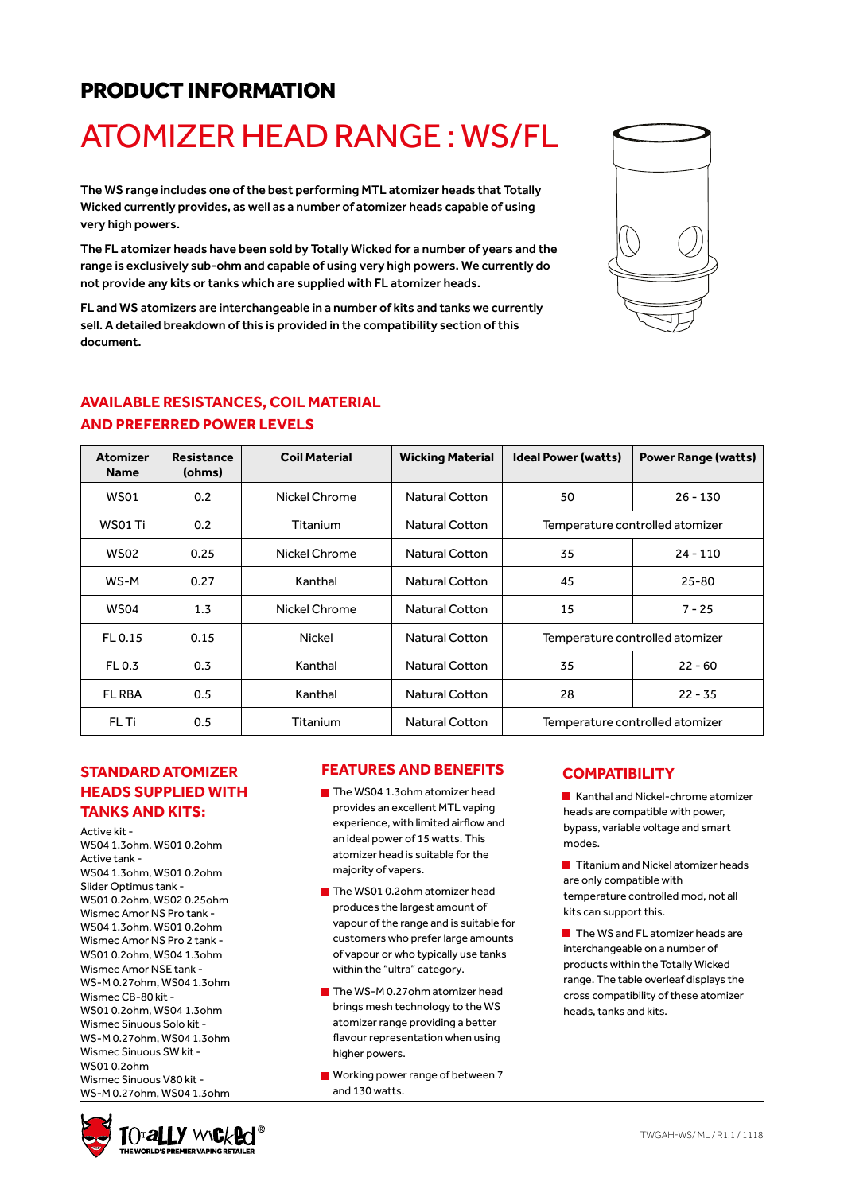## PRODUCT INFORMATION

# ATOMIZER HEAD RANGE : WS/FL

**The WS range includes one of the best performing MTL atomizer heads that Totally Wicked currently provides, as well as a number of atomizer heads capable of using very high powers.**

**The FL atomizer heads have been sold by Totally Wicked for a number of years and the range is exclusively sub-ohm and capable of using very high powers. We currently do not provide any kits or tanks which are supplied with FL atomizer heads.**

**FL and WS atomizers are interchangeable in a number of kits and tanks we currently sell. A detailed breakdown of this is provided in the compatibility section of this document.**

## AVAILABLE RESISTANCES, COIL MATERIAL AND PREFERRED POWER LEVELS

| Atomizer Name | Resistance (ohms) | Coil Material | Wicking Material | Ideal Power (watts) | Power Range (watts) |
|---|---|---|---|---|---|
| WS01 | 0.2 | Nickel Chrome | Natural Cotton | 50 | 26 - 130 |
| WS01 Ti | 0.2 | Titanium | Natural Cotton | Temperature controlled atomizer | |
| WS02 | 0.25 | Nickel Chrome | Natural Cotton | 35 | 24 - 110 |
| WS-M | 0.27 | Kanthal | Natural Cotton | 45 | 25-80 |
| WS04 | 1.3 | Nickel Chrome | Natural Cotton | 15 | 7 - 25 |
| FL 0.15 | 0.15 | Nickel | Natural Cotton | Temperature controlled atomizer | |
| FL 0.3 | 0.3 | Kanthal | Natural Cotton | 35 | 22 - 60 |
| FL RBA | 0.5 | Kanthal | Natural Cotton | 28 | 22 - 35 |
| FL Ti | 0.5 | Titanium | Natural Cotton | Temperature controlled atomizer | |

## STANDARD ATOMIZER HEADS SUPPLIED WITH TANKS AND KITS:

Active kit -
WS04 1.3ohm, WS01 0.2ohm
Active tank -
WS04 1.3ohm, WS01 0.2ohm
Slider Optimus tank -
WS01 0.2ohm, WS02 0.25ohm
Wismec Amor NS Pro tank -
WS04 1.3ohm, WS01 0.2ohm
Wismec Amor NS Pro 2 tank -
WS01 0.2ohm, WS04 1.3ohm
Wismec Amor NSE tank -
WS-M 0.27ohm, WS04 1.3ohm
Wismec CB-80 kit -
WS01 0.2ohm, WS04 1.3ohm
Wismec Sinuous Solo kit -
WS-M 0.27ohm, WS04 1.3ohm
Wismec Sinuous SW kit -
WS01 0.2ohm
Wismec Sinuous V80 kit -
WS-M 0.27ohm, WS04 1.3ohm

## FEATURES AND BENEFITS

- The WS04 1.3ohm atomizer head provides an excellent MTL vaping experience, with limited airflow and an ideal power of 15 watts. This atomizer head is suitable for the majority of vapers.
- The WS01 0.2ohm atomizer head produces the largest amount of vapour of the range and is suitable for customers who prefer large amounts of vapour or who typically use tanks within the "ultra" category.
- The WS-M 0.27ohm atomizer head brings mesh technology to the WS atomizer range providing a better flavour representation when using higher powers.
- Working power range of between 7 and 130 watts.

## COMPATIBILITY

- Kanthal and Nickel-chrome atomizer heads are compatible with power, bypass, variable voltage and smart modes.
- Titanium and Nickel atomizer heads are only compatible with temperature controlled mod, not all kits can support this.
- The WS and FL atomizer heads are interchangeable on a number of products within the Totally Wicked range. The table overleaf displays the cross compatibility of these atomizer heads, tanks and kits.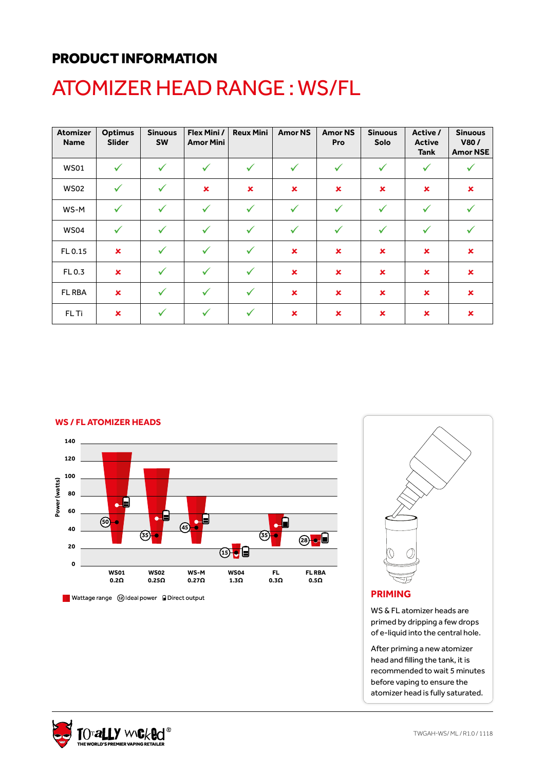# PRODUCT INFORMATION

## ATOMIZER HEAD RANGE : WS/FL

| Atomizer Name | Optimus Slider | Sinuous SW | Flex Mini / Amor Mini | Reux Mini | Amor NS | Amor NS Pro | Sinuous Solo | Active / Active Tank | Sinuous V80 / Amor NSE |
|---|---|---|---|---|---|---|---|---|---|
| WS01 | ✓ | ✓ | ✓ | ✓ | ✓ | ✓ | ✓ | ✓ | ✓ |
| WS02 | ✓ | ✓ | ✗ | ✗ | ✗ | ✗ | ✗ | ✗ | ✗ |
| WS-M | ✓ | ✓ | ✓ | ✓ | ✓ | ✓ | ✓ | ✓ | ✓ |
| WS04 | ✓ | ✓ | ✓ | ✓ | ✓ | ✓ | ✓ | ✓ | ✓ |
| FL 0.15 | ✗ | ✓ | ✓ | ✓ | ✗ | ✗ | ✗ | ✗ | ✗ |
| FL 0.3 | ✗ | ✓ | ✓ | ✓ | ✗ | ✗ | ✗ | ✗ | ✗ |
| FL RBA | ✗ | ✓ | ✓ | ✓ | ✗ | ✗ | ✗ | ✗ | ✗ |
| FL Ti | ✗ | ✓ | ✓ | ✓ | ✗ | ✗ | ✗ | ✗ | ✗ |

### WS / FL ATOMIZER HEADS

Power (watts)

140
120
100
80
60
40
20
0

50
35
45
15
35
28

WS01 0.2Ω
WS02 0.25Ω
WS-M 0.27Ω
WS04 1.3Ω
FL 0.3Ω
FL RBA 0.5Ω

Wattage range   12 Ideal power   Direct output

### PRIMING

WS & FL atomizer heads are primed by dripping a few drops of e-liquid into the central hole.

After priming a new atomizer head and filling the tank, it is recommended to wait 5 minutes before vaping to ensure the atomizer head is fully saturated.

TOTALLY WICKED®
THE WORLD'S PREMIER VAPING RETAILER

TWGAH-WS/ ML / R1.0 / 1118